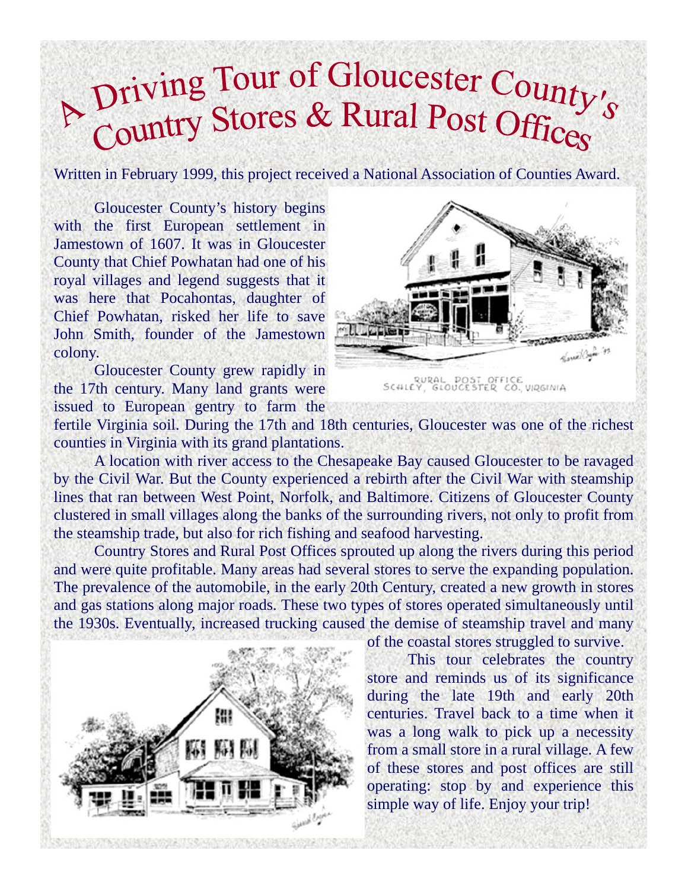# A Driving Tour of Gloucester County's Country Stores & Rural Post Offices

Written in February 1999, this project received a National Association of Counties Award.

Gloucester County's history begins with the first European settlement in Jamestown of 1607. It was in Gloucester County that Chief Powhatan had one of his royal villages and legend suggests that it was here that Pocahontas, daughter of Chief Powhatan, risked her life to save John Smith, founder of the Jamestown colony.

RURAL POST OFFICE
SCHLEY, GLOUCESTER CO., VIRGINIA

Gloucester County grew rapidly in the 17th century. Many land grants were issued to European gentry to farm the fertile Virginia soil. During the 17th and 18th centuries, Gloucester was one of the richest counties in Virginia with its grand plantations.

A location with river access to the Chesapeake Bay caused Gloucester to be ravaged by the Civil War. But the County experienced a rebirth after the Civil War with steamship lines that ran between West Point, Norfolk, and Baltimore. Citizens of Gloucester County clustered in small villages along the banks of the surrounding rivers, not only to profit from the steamship trade, but also for rich fishing and seafood harvesting.

Country Stores and Rural Post Offices sprouted up along the rivers during this period and were quite profitable. Many areas had several stores to serve the expanding population. The prevalence of the automobile, in the early 20th Century, created a new growth in stores and gas stations along major roads. These two types of stores operated simultaneously until the 1930s. Eventually, increased trucking caused the demise of steamship travel and many of the coastal stores struggled to survive.

This tour celebrates the country store and reminds us of its significance during the late 19th and early 20th centuries. Travel back to a time when it was a long walk to pick up a necessity from a small store in a rural village. A few of these stores and post offices are still operating: stop by and experience this simple way of life. Enjoy your trip!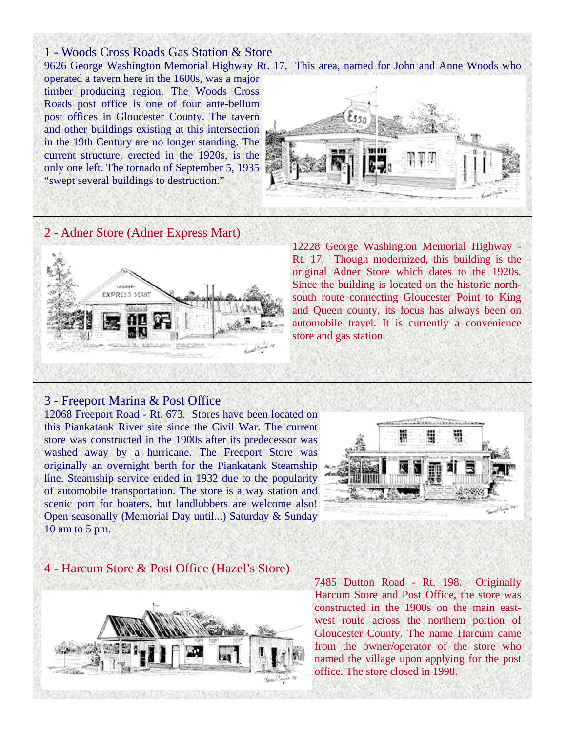## 1 - Woods Cross Roads Gas Station & Store

9626 George Washington Memorial Highway Rt. 17. This area, named for John and Anne Woods who operated a tavern here in the 1600s, was a major timber producing region. The Woods Cross Roads post office is one of four ante-bellum post offices in Gloucester County. The tavern and other buildings existing at this intersection in the 19th Century are no longer standing. The current structure, erected in the 1920s, is the only one left. The tornado of September 5, 1935 "swept several buildings to destruction."

## 2 - Adner Store (Adner Express Mart)

12228 George Washington Memorial Highway - Rt. 17. Though modernized, this building is the original Adner Store which dates to the 1920s. Since the building is located on the historic north-south route connecting Gloucester Point to King and Queen county, its focus has always been on automobile travel. It is currently a convenience store and gas station.

## 3 - Freeport Marina & Post Office

12068 Freeport Road - Rt. 673. Stores have been located on this Piankatank River site since the Civil War. The current store was constructed in the 1900s after its predecessor was washed away by a hurricane. The Freeport Store was originally an overnight berth for the Piankatank Steamship line. Steamship service ended in 1932 due to the popularity of automobile transportation. The store is a way station and scenic port for boaters, but landlubbers are welcome also! Open seasonally (Memorial Day until...) Saturday & Sunday 10 am to 5 pm.

## 4 - Harcum Store & Post Office (Hazel's Store)

7485 Dutton Road - Rt. 198. Originally Harcum Store and Post Office, the store was constructed in the 1900s on the main east-west route across the northern portion of Gloucester County. The name Harcum came from the owner/operator of the store who named the village upon applying for the post office. The store closed in 1998.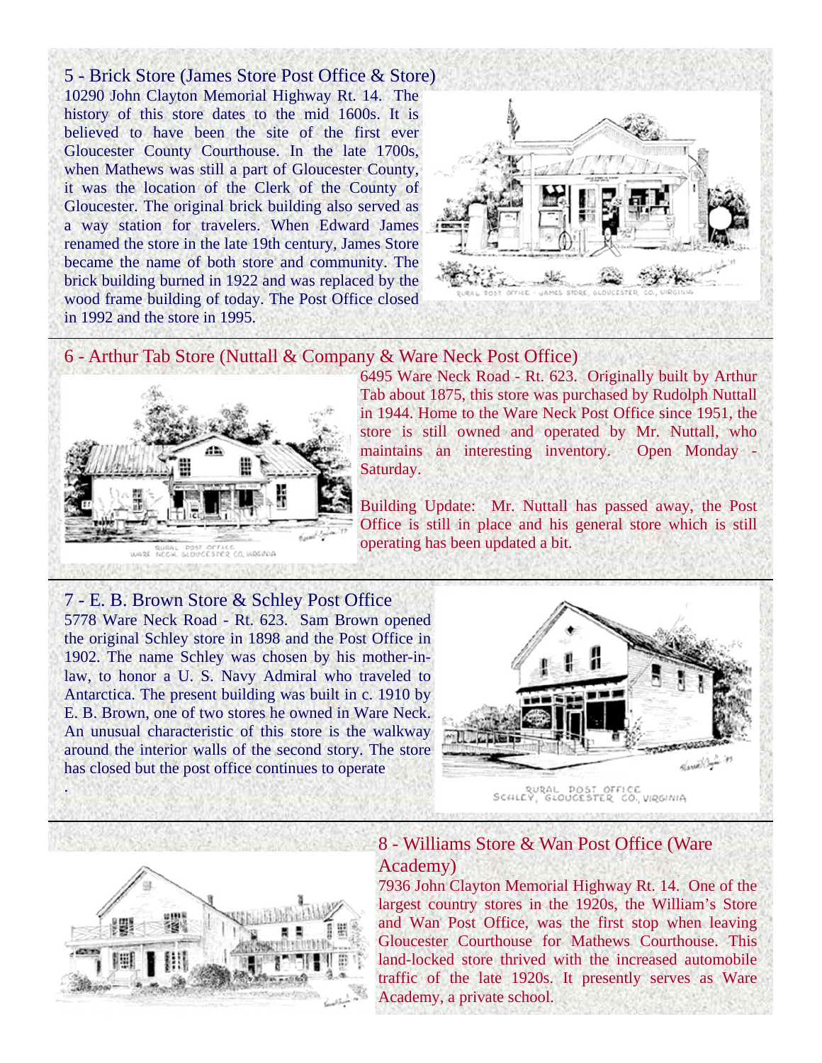## 5 - Brick Store (James Store Post Office & Store)

10290 John Clayton Memorial Highway Rt. 14. The history of this store dates to the mid 1600s. It is believed to have been the site of the first ever Gloucester County Courthouse. In the late 1700s, when Mathews was still a part of Gloucester County, it was the location of the Clerk of the County of Gloucester. The original brick building also served as a way station for travelers. When Edward James renamed the store in the late 19th century, James Store became the name of both store and community. The brick building burned in 1922 and was replaced by the wood frame building of today. The Post Office closed in 1992 and the store in 1995.

RURAL POST OFFICE - JAMES STORE, GLOUCESTER CO., VIRGINIA

## 6 - Arthur Tab Store (Nuttall & Company & Ware Neck Post Office)

RURAL POST OFFICE WARE NECK GLOUCESTER CO. VIRGINIA

6495 Ware Neck Road - Rt. 623. Originally built by Arthur Tab about 1875, this store was purchased by Rudolph Nuttall in 1944. Home to the Ware Neck Post Office since 1951, the store is still owned and operated by Mr. Nuttall, who maintains an interesting inventory. Open Monday - Saturday.

Building Update: Mr. Nuttall has passed away, the Post Office is still in place and his general store which is still operating has been updated a bit.

## 7 - E. B. Brown Store & Schley Post Office

5778 Ware Neck Road - Rt. 623. Sam Brown opened the original Schley store in 1898 and the Post Office in 1902. The name Schley was chosen by his mother-in-law, to honor a U. S. Navy Admiral who traveled to Antarctica. The present building was built in c. 1910 by E. B. Brown, one of two stores he owned in Ware Neck. An unusual characteristic of this store is the walkway around the interior walls of the second story. The store has closed but the post office continues to operate

.

RURAL POST OFFICE SCHLEY, GLOUCESTER CO. VIRGINIA

## 8 - Williams Store & Wan Post Office (Ware Academy)

7936 John Clayton Memorial Highway Rt. 14. One of the largest country stores in the 1920s, the William's Store and Wan Post Office, was the first stop when leaving Gloucester Courthouse for Mathews Courthouse. This land-locked store thrived with the increased automobile traffic of the late 1920s. It presently serves as Ware Academy, a private school.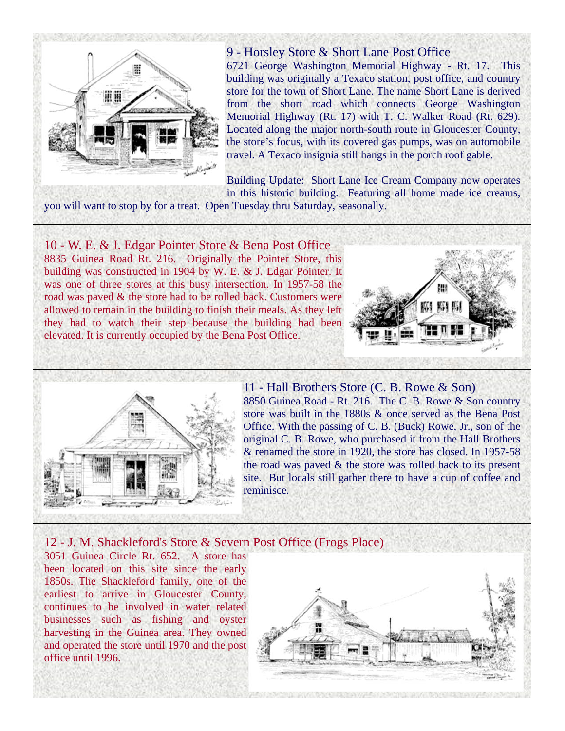## 9 - Horsley Store & Short Lane Post Office

6721 George Washington Memorial Highway - Rt. 17. This building was originally a Texaco station, post office, and country store for the town of Short Lane. The name Short Lane is derived from the short road which connects George Washington Memorial Highway (Rt. 17) with T. C. Walker Road (Rt. 629). Located along the major north-south route in Gloucester County, the store's focus, with its covered gas pumps, was on automobile travel. A Texaco insignia still hangs in the porch roof gable.

Building Update: Short Lane Ice Cream Company now operates in this historic building. Featuring all home made ice creams, you will want to stop by for a treat. Open Tuesday thru Saturday, seasonally.

---

## 10 - W. E. & J. Edgar Pointer Store & Bena Post Office

8835 Guinea Road Rt. 216. Originally the Pointer Store, this building was constructed in 1904 by W. E. & J. Edgar Pointer. It was one of three stores at this busy intersection. In 1957-58 the road was paved & the store had to be rolled back. Customers were allowed to remain in the building to finish their meals. As they left they had to watch their step because the building had been elevated. It is currently occupied by the Bena Post Office.

---

## 11 - Hall Brothers Store (C. B. Rowe & Son)

8850 Guinea Road - Rt. 216. The C. B. Rowe & Son country store was built in the 1880s & once served as the Bena Post Office. With the passing of C. B. (Buck) Rowe, Jr., son of the original C. B. Rowe, who purchased it from the Hall Brothers & renamed the store in 1920, the store has closed. In 1957-58 the road was paved & the store was rolled back to its present site. But locals still gather there to have a cup of coffee and reminisce.

---

## 12 - J. M. Shackleford's Store & Severn Post Office (Frogs Place)

3051 Guinea Circle Rt. 652. A store has been located on this site since the early 1850s. The Shackleford family, one of the earliest to arrive in Gloucester County, continues to be involved in water related businesses such as fishing and oyster harvesting in the Guinea area. They owned and operated the store until 1970 and the post office until 1996.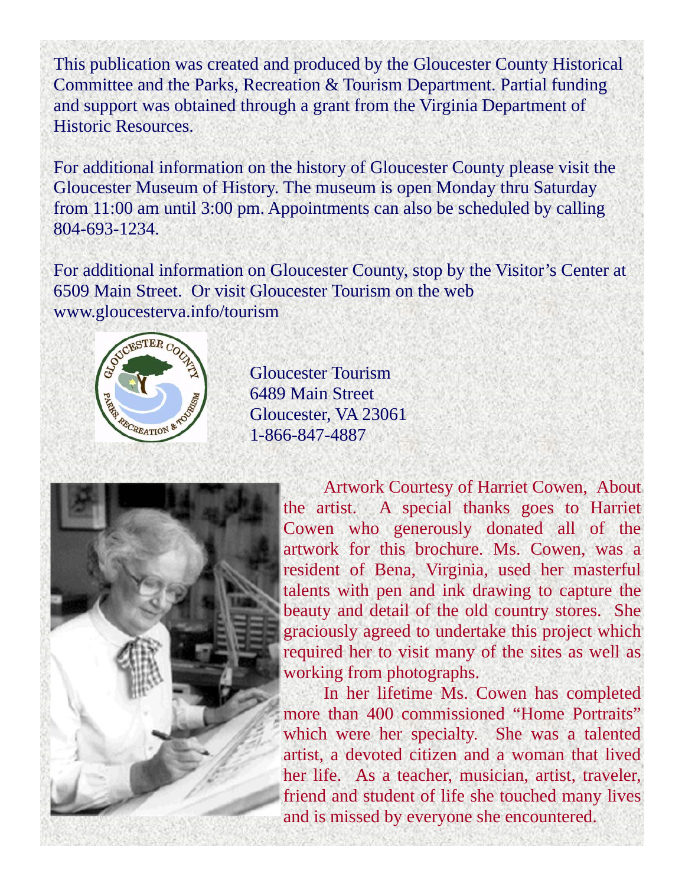This publication was created and produced by the Gloucester County Historical Committee and the Parks, Recreation & Tourism Department. Partial funding and support was obtained through a grant from the Virginia Department of Historic Resources.

For additional information on the history of Gloucester County please visit the Gloucester Museum of History. The museum is open Monday thru Saturday from 11:00 am until 3:00 pm. Appointments can also be scheduled by calling 804-693-1234.

For additional information on Gloucester County, stop by the Visitor's Center at 6509 Main Street. Or visit Gloucester Tourism on the web www.gloucesterva.info/tourism

Gloucester Tourism
6489 Main Street
Gloucester, VA 23061
1-866-847-4887

Artwork Courtesy of Harriet Cowen, About the artist. A special thanks goes to Harriet Cowen who generously donated all of the artwork for this brochure. Ms. Cowen, was a resident of Bena, Virginia, used her masterful talents with pen and ink drawing to capture the beauty and detail of the old country stores. She graciously agreed to undertake this project which required her to visit many of the sites as well as working from photographs.

In her lifetime Ms. Cowen has completed more than 400 commissioned "Home Portraits" which were her specialty. She was a talented artist, a devoted citizen and a woman that lived her life. As a teacher, musician, artist, traveler, friend and student of life she touched many lives and is missed by everyone she encountered.